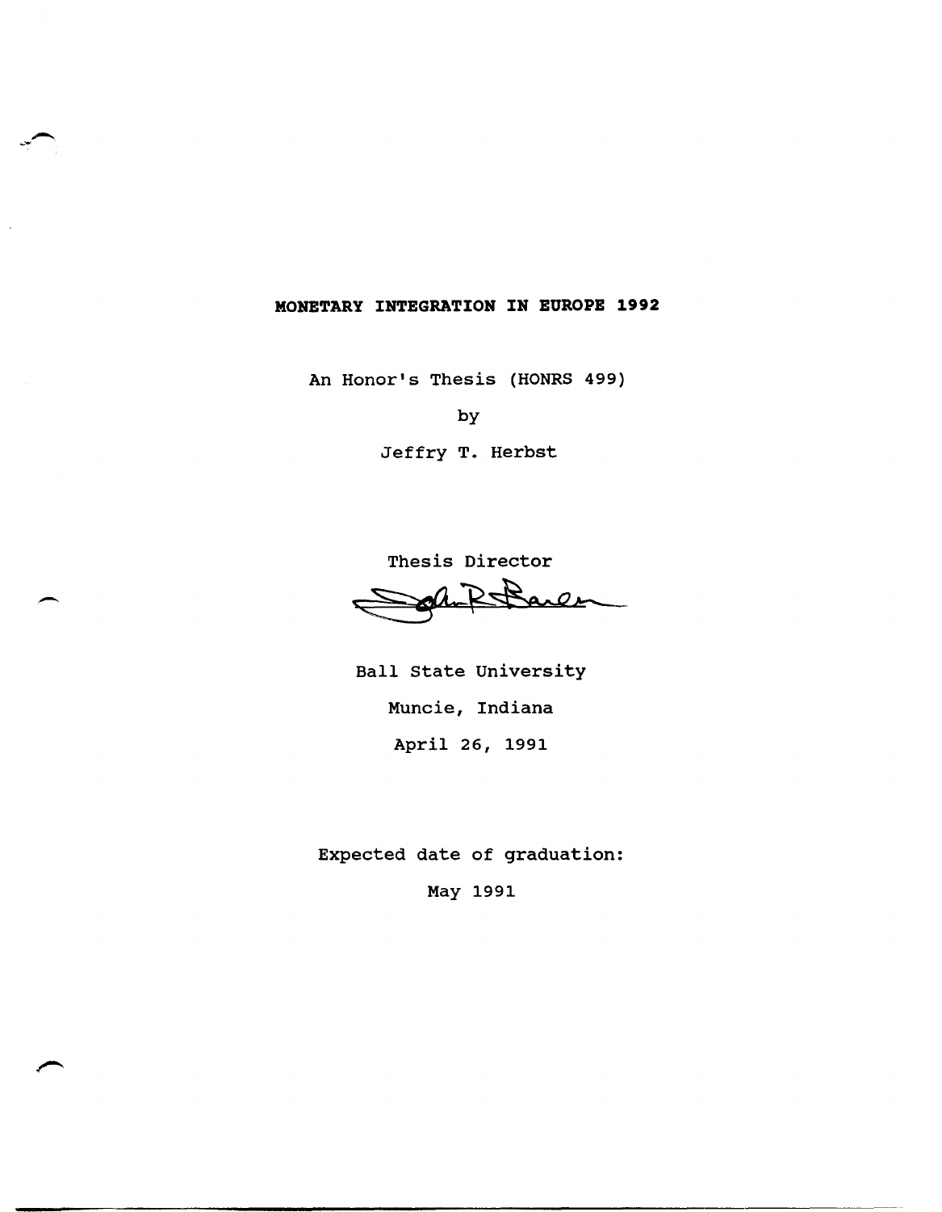# MONETARY INTEGRATION IN EUROPE 1992

An Honor's Thesis (HONRS 499)

by

Jeffry T. Herbst

Thesis Director

Ball State University

Muncie, Indiana

April 26, 1991

Expected date of graduation:

May 1991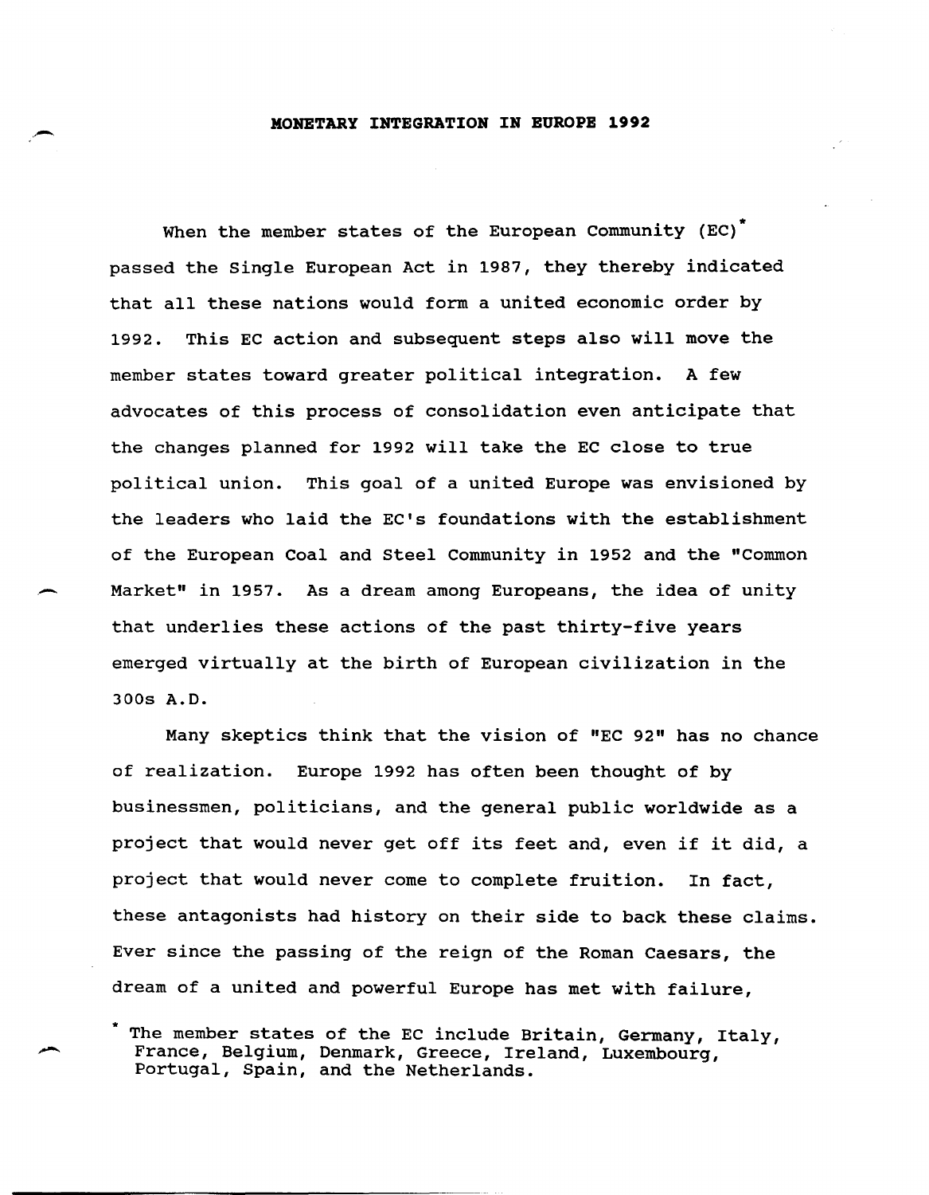# MONETARY INTEGRATION IN EUROPE 1992

When the member states of the European Community (EC)* passed the Single European Act in 1987, they thereby indicated that all these nations would form a united economic order by 1992. This EC action and subsequent steps also will move the member states toward greater political integration. A few advocates of this process of consolidation even anticipate that the changes planned for 1992 will take the EC close to true political union. This goal of a united Europe was envisioned by the leaders who laid the EC's foundations with the establishment of the European Coal and Steel Community in 1952 and the "Common Market" in 1957. As a dream among Europeans, the idea of unity that underlies these actions of the past thirty-five years emerged virtually at the birth of European civilization in the 300s A.D.

Many skeptics think that the vision of "EC 92" has no chance of realization. Europe 1992 has often been thought of by businessmen, politicians, and the general public worldwide as a project that would never get off its feet and, even if it did, a project that would never come to complete fruition. In fact, these antagonists had history on their side to back these claims. Ever since the passing of the reign of the Roman Caesars, the dream of a united and powerful Europe has met with failure,

* The member states of the EC include Britain, Germany, Italy, France, Belgium, Denmark, Greece, Ireland, Luxembourg, Portugal, Spain, and the Netherlands.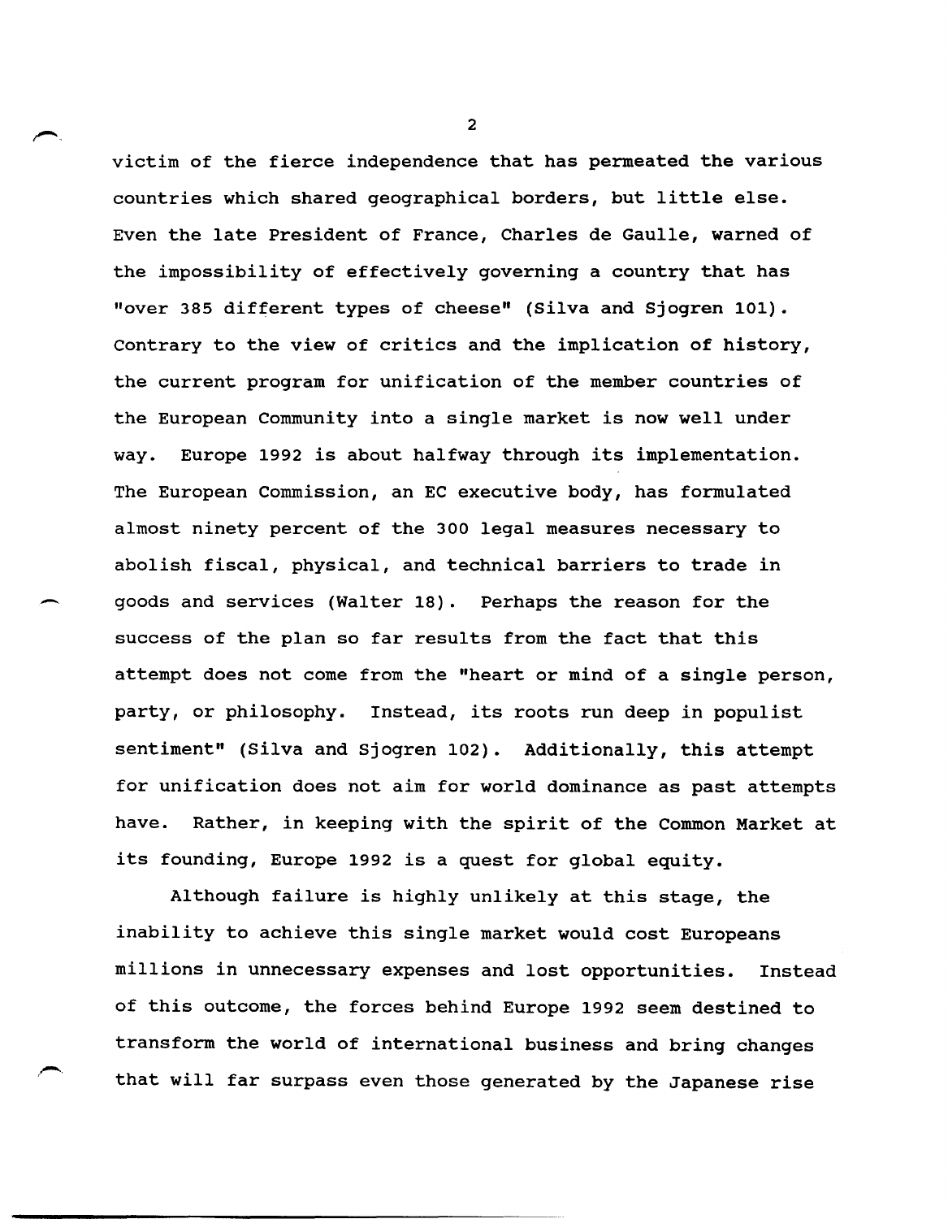victim of the fierce independence that has permeated the various countries which shared geographical borders, but little else. Even the late President of France, Charles de Gaulle, warned of the impossibility of effectively governing a country that has "over 385 different types of cheese" (Silva and Sjogren 101). Contrary to the view of critics and the implication of history, the current program for unification of the member countries of the European Community into a single market is now well under way. Europe 1992 is about halfway through its implementation. The European Commission, an EC executive body, has formulated almost ninety percent of the 300 legal measures necessary to abolish fiscal, physical, and technical barriers to trade in goods and services (Walter 18). Perhaps the reason for the success of the plan so far results from the fact that this attempt does not come from the "heart or mind of a single person, party, or philosophy. Instead, its roots run deep in populist sentiment" (Silva and Sjogren 102). Additionally, this attempt for unification does not aim for world dominance as past attempts have. Rather, in keeping with the spirit of the Common Market at its founding, Europe 1992 is a quest for global equity.

Although failure is highly unlikely at this stage, the inability to achieve this single market would cost Europeans millions in unnecessary expenses and lost opportunities. Instead of this outcome, the forces behind Europe 1992 seem destined to transform the world of international business and bring changes that will far surpass even those generated by the Japanese rise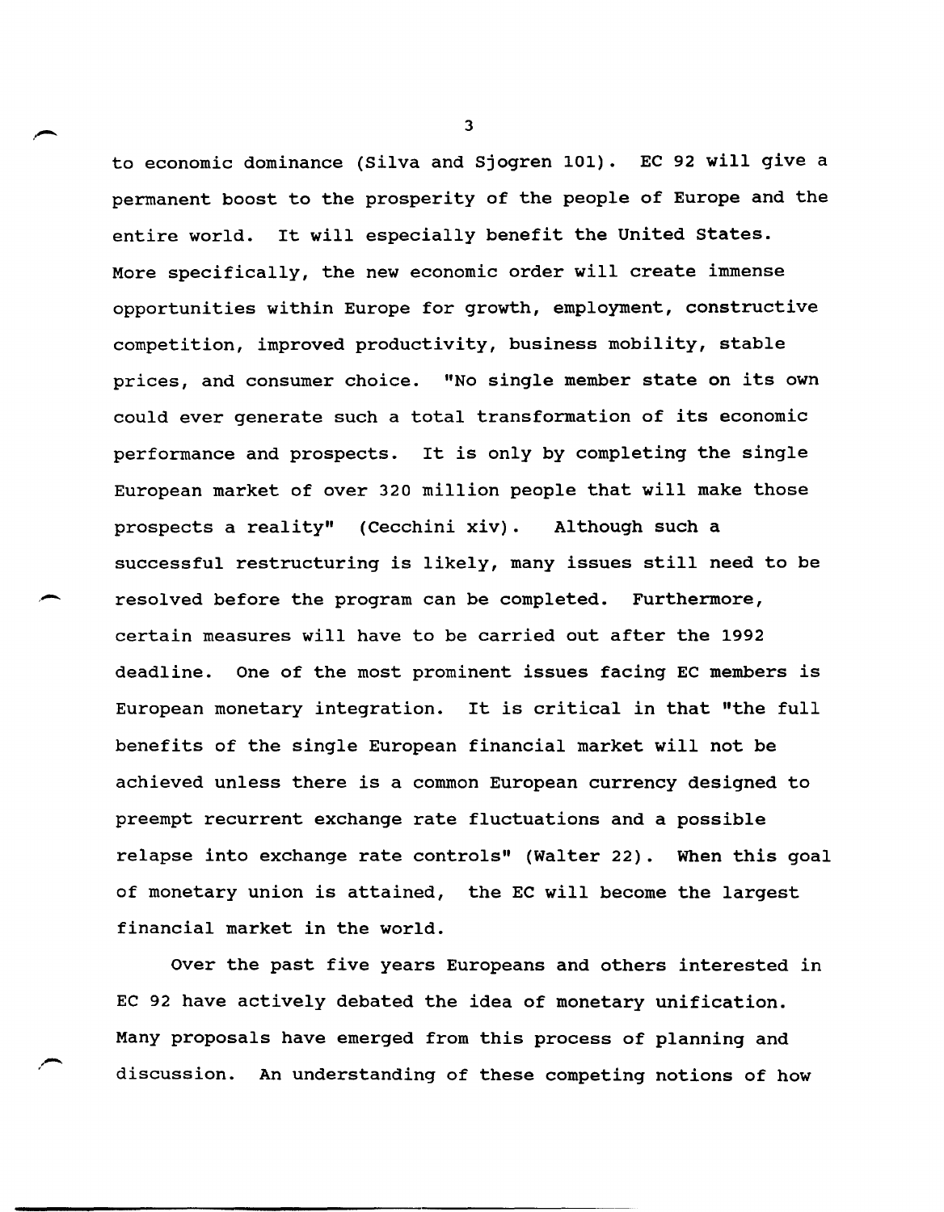to economic dominance (Silva and Sjogren 101). EC 92 will give a permanent boost to the prosperity of the people of Europe and the entire world. It will especially benefit the United States. More specifically, the new economic order will create immense opportunities within Europe for growth, employment, constructive competition, improved productivity, business mobility, stable prices, and consumer choice. "No single member state on its own could ever generate such a total transformation of its economic performance and prospects. It is only by completing the single European market of over 320 million people that will make those prospects a reality" (Cecchini xiv). Although such a successful restructuring is likely, many issues still need to be resolved before the program can be completed. Furthermore, certain measures will have to be carried out after the 1992 deadline. One of the most prominent issues facing EC members is European monetary integration. It is critical in that "the full benefits of the single European financial market will not be achieved unless there is a common European currency designed to preempt recurrent exchange rate fluctuations and a possible relapse into exchange rate controls" (Walter 22). When this goal of monetary union is attained, the EC will become the largest financial market in the world.

Over the past five years Europeans and others interested in EC 92 have actively debated the idea of monetary unification. Many proposals have emerged from this process of planning and discussion. An understanding of these competing notions of how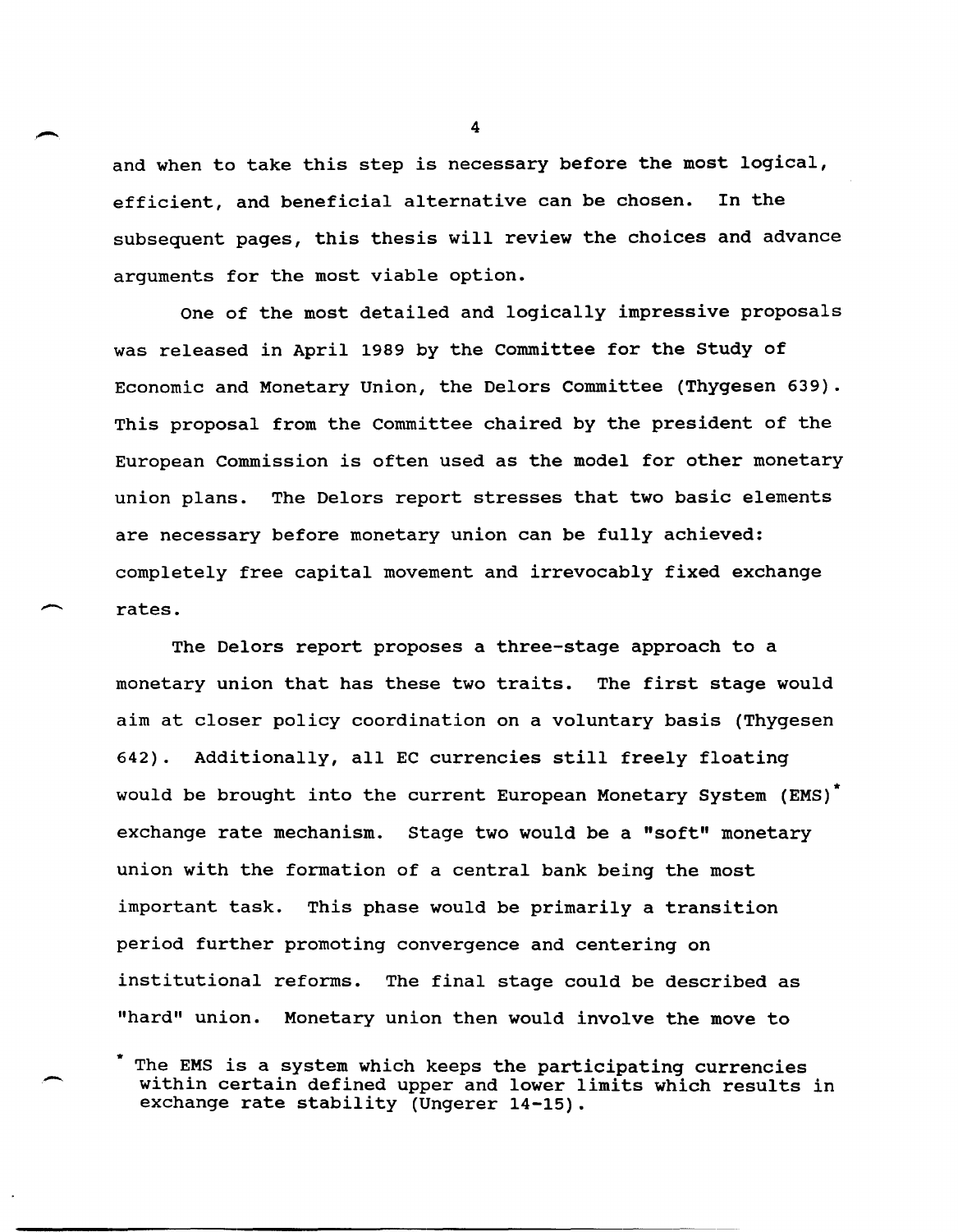and when to take this step is necessary before the most logical, efficient, and beneficial alternative can be chosen. In the subsequent pages, this thesis will review the choices and advance arguments for the most viable option.

One of the most detailed and logically impressive proposals was released in April 1989 by the Committee for the Study of Economic and Monetary Union, the Delors Committee (Thygesen 639). This proposal from the Committee chaired by the president of the European Commission is often used as the model for other monetary union plans. The Delors report stresses that two basic elements are necessary before monetary union can be fully achieved: completely free capital movement and irrevocably fixed exchange rates.

The Delors report proposes a three-stage approach to a monetary union that has these two traits. The first stage would aim at closer policy coordination on a voluntary basis (Thygesen 642). Additionally, all EC currencies still freely floating would be brought into the current European Monetary System (EMS)* exchange rate mechanism. Stage two would be a "soft" monetary union with the formation of a central bank being the most important task. This phase would be primarily a transition period further promoting convergence and centering on institutional reforms. The final stage could be described as "hard" union. Monetary union then would involve the move to

* The EMS is a system which keeps the participating currencies within certain defined upper and lower limits which results in exchange rate stability (Ungerer 14-15).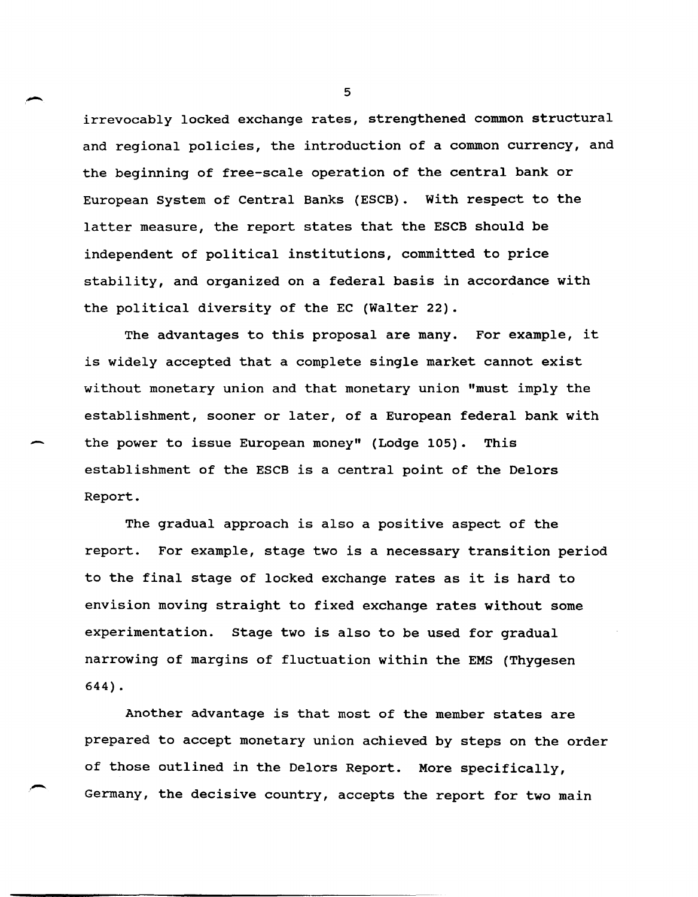irrevocably locked exchange rates, strengthened common structural and regional policies, the introduction of a common currency, and the beginning of free-scale operation of the central bank or European System of Central Banks (ESCB). With respect to the latter measure, the report states that the ESCB should be independent of political institutions, committed to price stability, and organized on a federal basis in accordance with the political diversity of the EC (Walter 22).

The advantages to this proposal are many. For example, it is widely accepted that a complete single market cannot exist without monetary union and that monetary union "must imply the establishment, sooner or later, of a European federal bank with the power to issue European money" (Lodge 105). This establishment of the ESCB is a central point of the Delors Report.

The gradual approach is also a positive aspect of the report. For example, stage two is a necessary transition period to the final stage of locked exchange rates as it is hard to envision moving straight to fixed exchange rates without some experimentation. Stage two is also to be used for gradual narrowing of margins of fluctuation within the EMS (Thygesen 644).

Another advantage is that most of the member states are prepared to accept monetary union achieved by steps on the order of those outlined in the Delors Report. More specifically, Germany, the decisive country, accepts the report for two main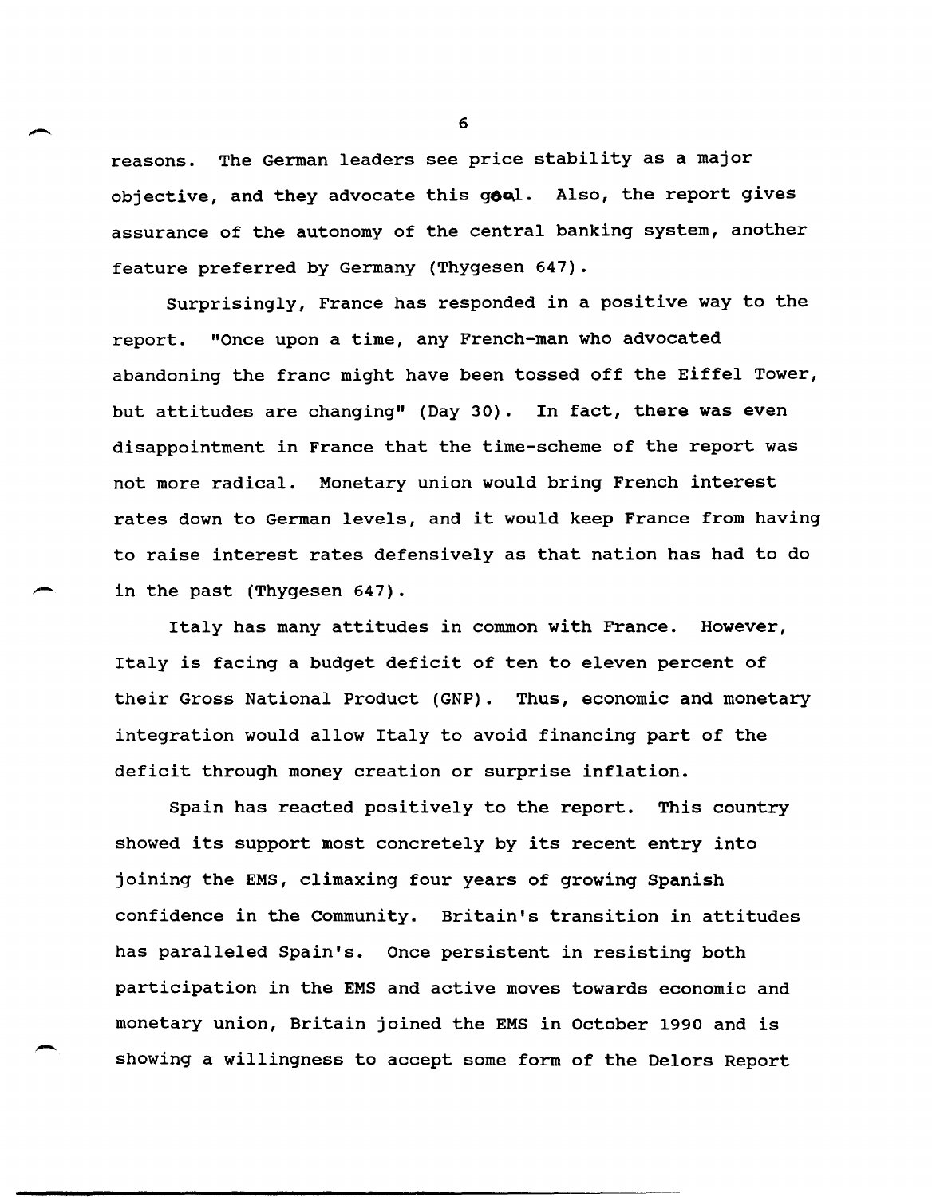reasons. The German leaders see price stability as a major objective, and they advocate this goal. Also, the report gives assurance of the autonomy of the central banking system, another feature preferred by Germany (Thygesen 647).

Surprisingly, France has responded in a positive way to the report. "Once upon a time, any French-man who advocated abandoning the franc might have been tossed off the Eiffel Tower, but attitudes are changing" (Day 30). In fact, there was even disappointment in France that the time-scheme of the report was not more radical. Monetary union would bring French interest rates down to German levels, and it would keep France from having to raise interest rates defensively as that nation has had to do in the past (Thygesen 647).

Italy has many attitudes in common with France. However, Italy is facing a budget deficit of ten to eleven percent of their Gross National Product (GNP). Thus, economic and monetary integration would allow Italy to avoid financing part of the deficit through money creation or surprise inflation.

Spain has reacted positively to the report. This country showed its support most concretely by its recent entry into joining the EMS, climaxing four years of growing Spanish confidence in the Community. Britain's transition in attitudes has paralleled Spain's. Once persistent in resisting both participation in the EMS and active moves towards economic and monetary union, Britain joined the EMS in October 1990 and is showing a willingness to accept some form of the Delors Report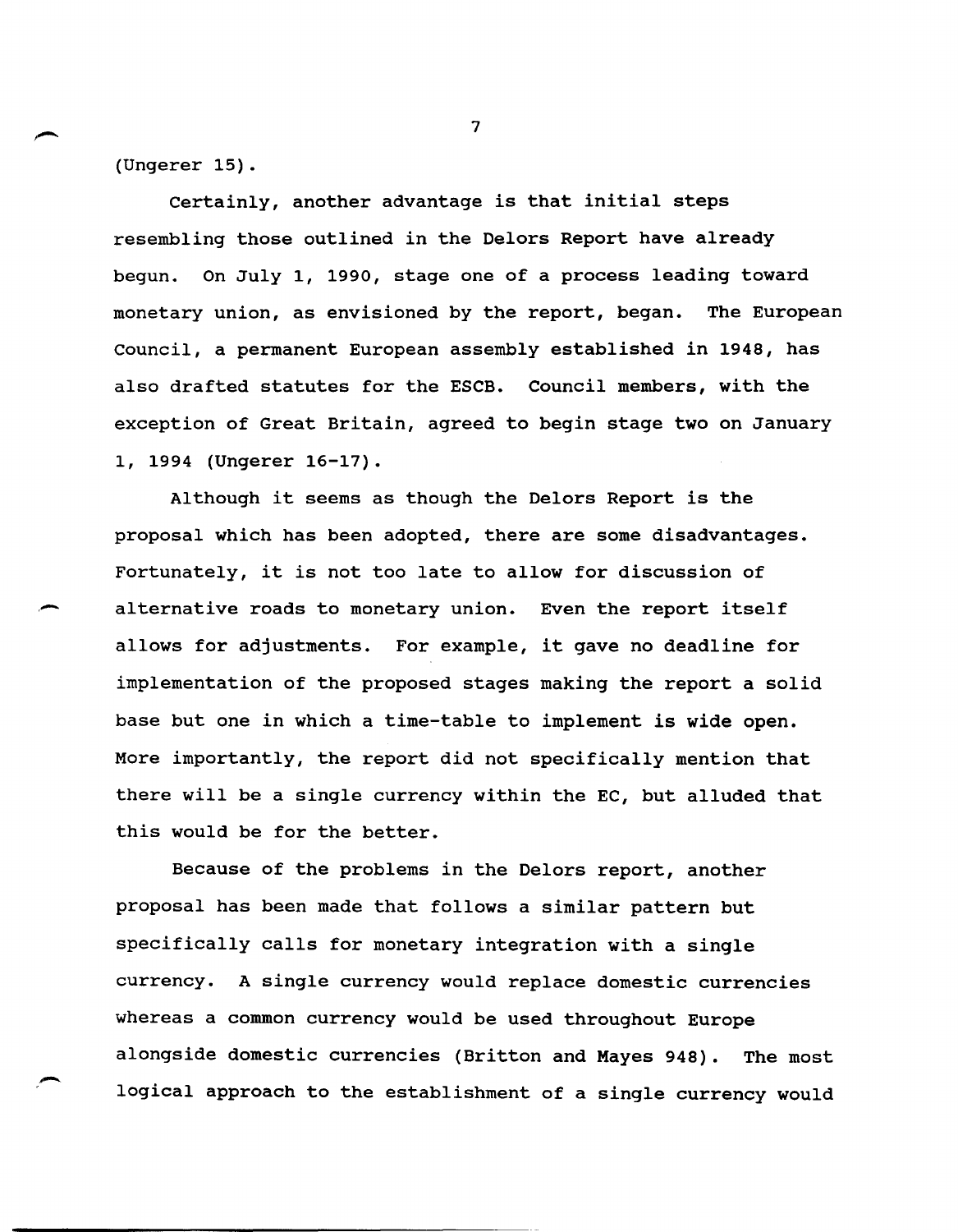(Ungerer 15).

Certainly, another advantage is that initial steps resembling those outlined in the Delors Report have already begun. On July 1, 1990, stage one of a process leading toward monetary union, as envisioned by the report, began. The European Council, a permanent European assembly established in 1948, has also drafted statutes for the ESCB. Council members, with the exception of Great Britain, agreed to begin stage two on January 1, 1994 (Ungerer 16-17).

Although it seems as though the Delors Report is the proposal which has been adopted, there are some disadvantages. Fortunately, it is not too late to allow for discussion of alternative roads to monetary union. Even the report itself allows for adjustments. For example, it gave no deadline for implementation of the proposed stages making the report a solid base but one in which a time-table to implement is wide open. More importantly, the report did not specifically mention that there will be a single currency within the EC, but alluded that this would be for the better.

Because of the problems in the Delors report, another proposal has been made that follows a similar pattern but specifically calls for monetary integration with a single currency. A single currency would replace domestic currencies whereas a common currency would be used throughout Europe alongside domestic currencies (Britton and Mayes 948). The most logical approach to the establishment of a single currency would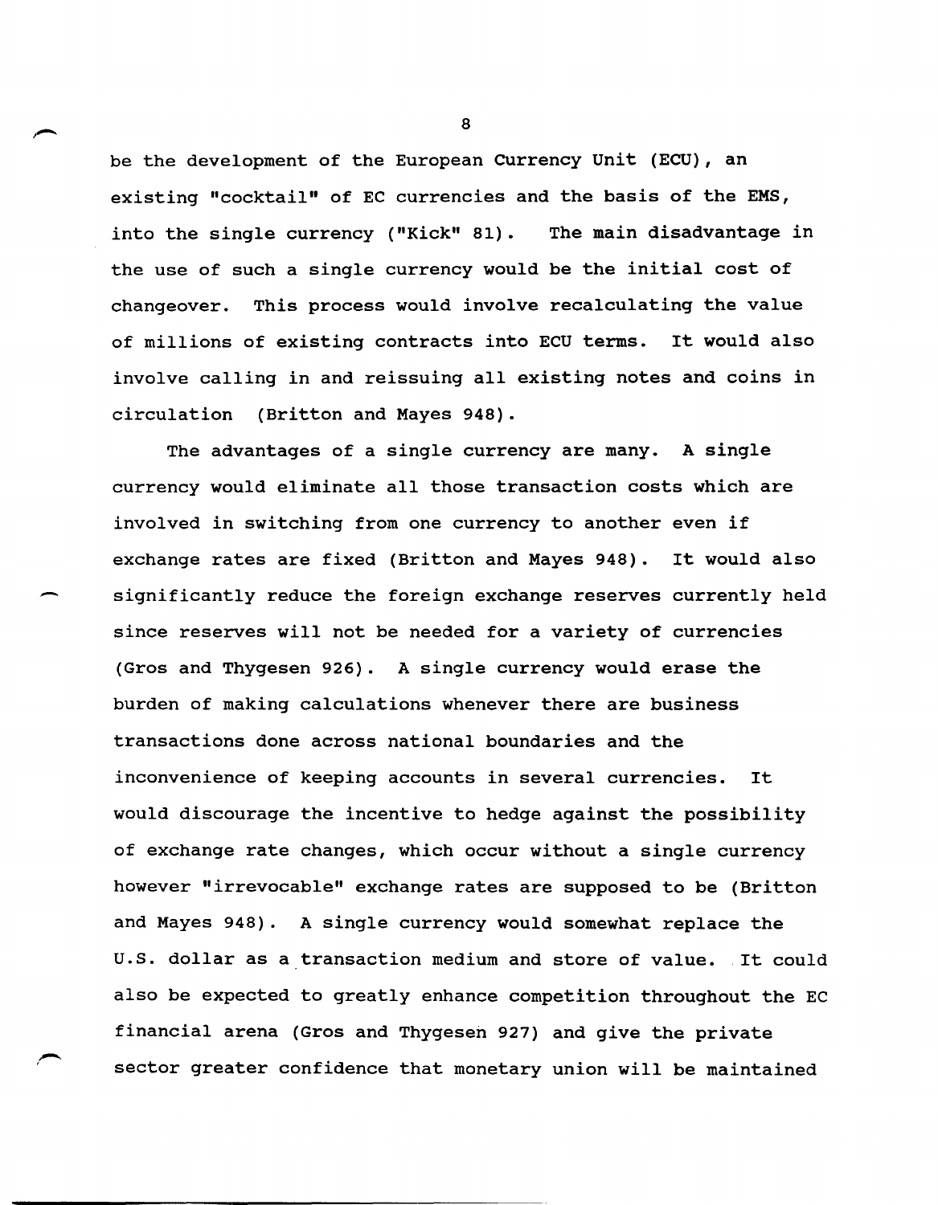be the development of the European Currency Unit (ECU), an existing "cocktail" of EC currencies and the basis of the EMS, into the single currency ("Kick" 81). The main disadvantage in the use of such a single currency would be the initial cost of changeover. This process would involve recalculating the value of millions of existing contracts into ECU terms. It would also involve calling in and reissuing all existing notes and coins in circulation (Britton and Mayes 948).

The advantages of a single currency are many. A single currency would eliminate all those transaction costs which are involved in switching from one currency to another even if exchange rates are fixed (Britton and Mayes 948). It would also significantly reduce the foreign exchange reserves currently held since reserves will not be needed for a variety of currencies (Gros and Thygesen 926). A single currency would erase the burden of making calculations whenever there are business transactions done across national boundaries and the inconvenience of keeping accounts in several currencies. It would discourage the incentive to hedge against the possibility of exchange rate changes, which occur without a single currency however "irrevocable" exchange rates are supposed to be (Britton and Mayes 948). A single currency would somewhat replace the U.S. dollar as a transaction medium and store of value. It could also be expected to greatly enhance competition throughout the EC financial arena (Gros and Thygesen 927) and give the private sector greater confidence that monetary union will be maintained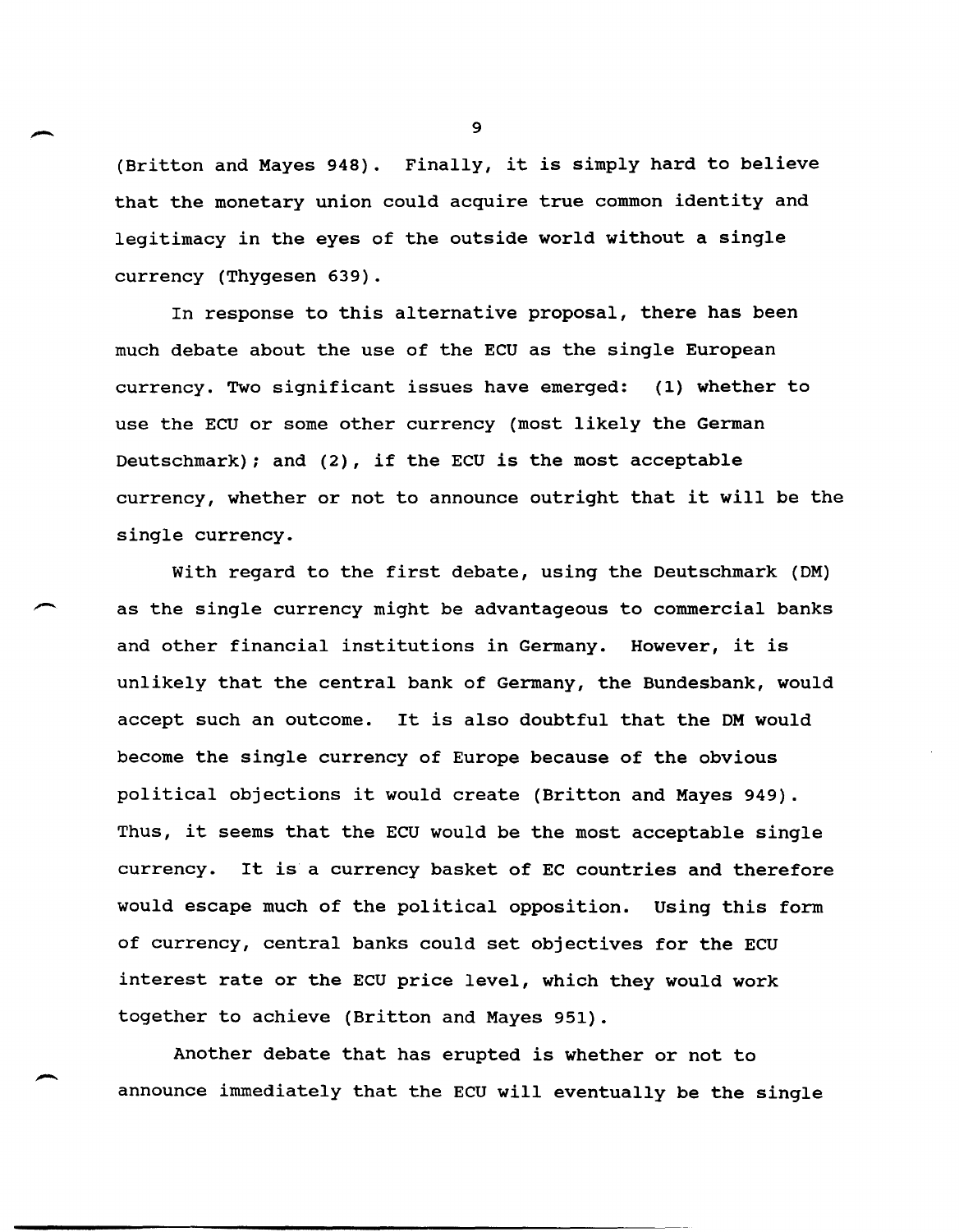(Britton and Mayes 948). Finally, it is simply hard to believe that the monetary union could acquire true common identity and legitimacy in the eyes of the outside world without a single currency (Thygesen 639).

In response to this alternative proposal, there has been much debate about the use of the ECU as the single European currency. Two significant issues have emerged: (1) whether to use the ECU or some other currency (most likely the German Deutschmark); and (2), if the ECU is the most acceptable currency, whether or not to announce outright that it will be the single currency.

With regard to the first debate, using the Deutschmark (DM) as the single currency might be advantageous to commercial banks and other financial institutions in Germany. However, it is unlikely that the central bank of Germany, the Bundesbank, would accept such an outcome. It is also doubtful that the DM would become the single currency of Europe because of the obvious political objections it would create (Britton and Mayes 949). Thus, it seems that the ECU would be the most acceptable single currency. It is a currency basket of EC countries and therefore would escape much of the political opposition. Using this form of currency, central banks could set objectives for the ECU interest rate or the ECU price level, which they would work together to achieve (Britton and Mayes 951).

Another debate that has erupted is whether or not to announce immediately that the ECU will eventually be the single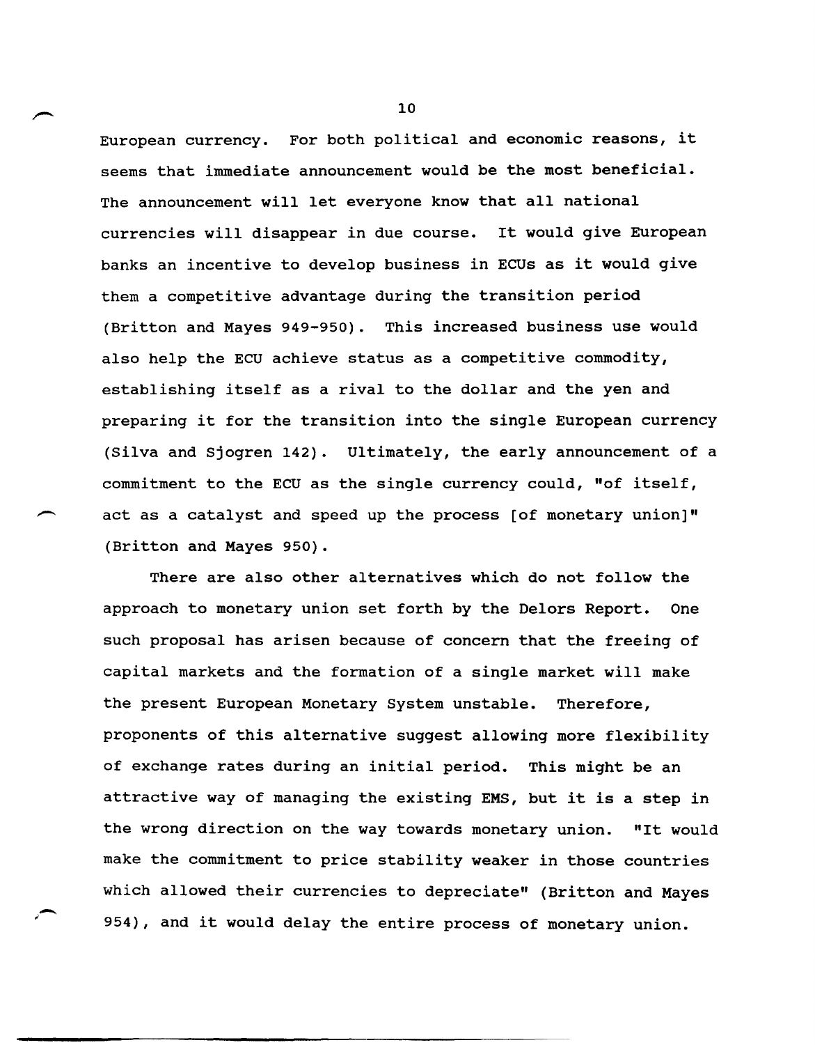European currency. For both political and economic reasons, it seems that immediate announcement would be the most beneficial. The announcement will let everyone know that all national currencies will disappear in due course. It would give European banks an incentive to develop business in ECUs as it would give them a competitive advantage during the transition period (Britton and Mayes 949-950). This increased business use would also help the ECU achieve status as a competitive commodity, establishing itself as a rival to the dollar and the yen and preparing it for the transition into the single European currency (Silva and Sjogren 142). Ultimately, the early announcement of a commitment to the ECU as the single currency could, "of itself, act as a catalyst and speed up the process [of monetary union]" (Britton and Mayes 950).

There are also other alternatives which do not follow the approach to monetary union set forth by the Delors Report. One such proposal has arisen because of concern that the freeing of capital markets and the formation of a single market will make the present European Monetary System unstable. Therefore, proponents of this alternative suggest allowing more flexibility of exchange rates during an initial period. This might be an attractive way of managing the existing EMS, but it is a step in the wrong direction on the way towards monetary union. "It would make the commitment to price stability weaker in those countries which allowed their currencies to depreciate" (Britton and Mayes 954), and it would delay the entire process of monetary union.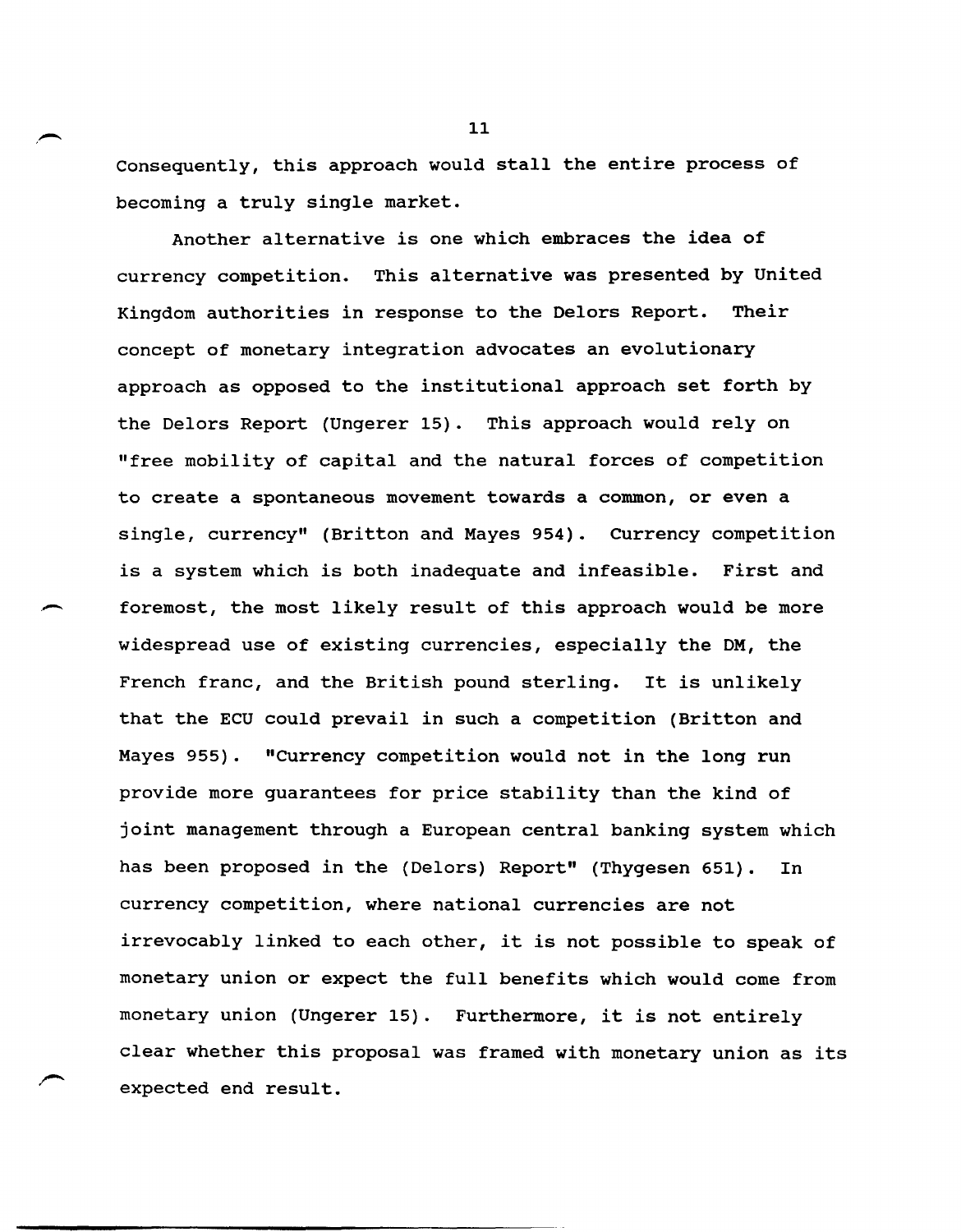Consequently, this approach would stall the entire process of becoming a truly single market.

Another alternative is one which embraces the idea of currency competition. This alternative was presented by United Kingdom authorities in response to the Delors Report. Their concept of monetary integration advocates an evolutionary approach as opposed to the institutional approach set forth by the Delors Report (Ungerer 15). This approach would rely on "free mobility of capital and the natural forces of competition to create a spontaneous movement towards a common, or even a single, currency" (Britton and Mayes 954). Currency competition is a system which is both inadequate and infeasible. First and foremost, the most likely result of this approach would be more widespread use of existing currencies, especially the DM, the French franc, and the British pound sterling. It is unlikely that the ECU could prevail in such a competition (Britton and Mayes 955). "Currency competition would not in the long run provide more guarantees for price stability than the kind of joint management through a European central banking system which has been proposed in the (Delors) Report" (Thygesen 651). In currency competition, where national currencies are not irrevocably linked to each other, it is not possible to speak of monetary union or expect the full benefits which would come from monetary union (Ungerer 15). Furthermore, it is not entirely clear whether this proposal was framed with monetary union as its expected end result.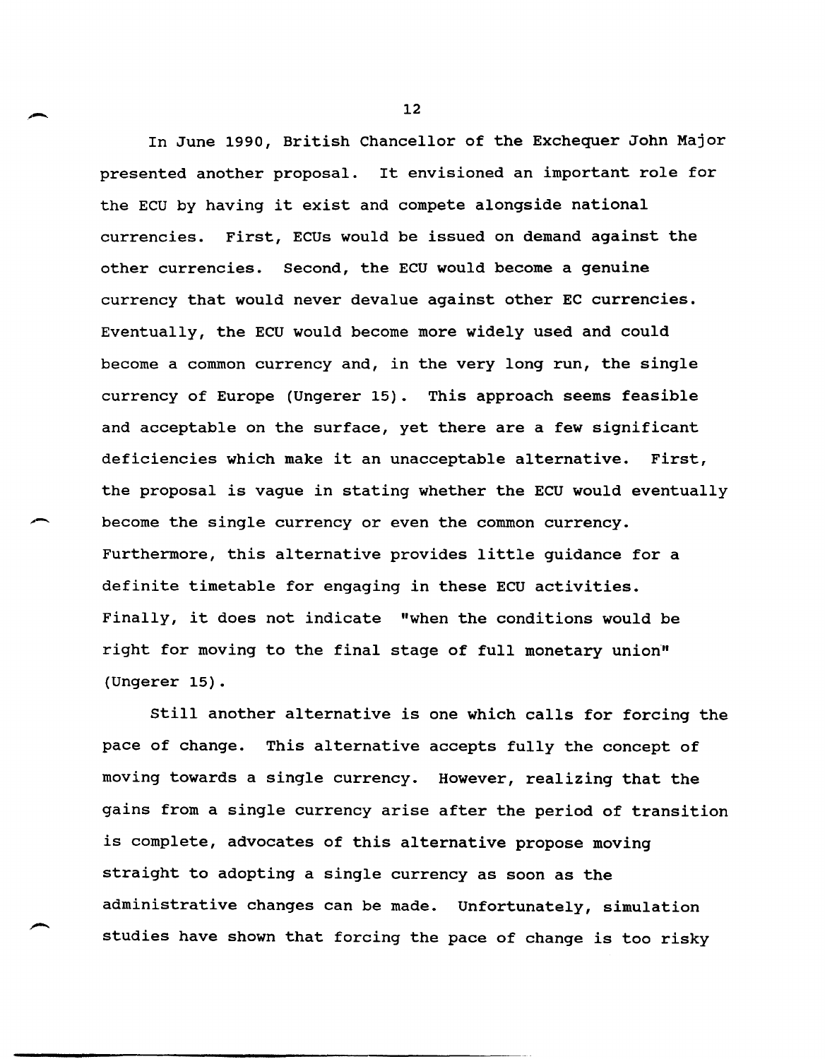In June 1990, British Chancellor of the Exchequer John Major presented another proposal. It envisioned an important role for the ECU by having it exist and compete alongside national currencies. First, ECUs would be issued on demand against the other currencies. Second, the ECU would become a genuine currency that would never devalue against other EC currencies. Eventually, the ECU would become more widely used and could become a common currency and, in the very long run, the single currency of Europe (Ungerer 15). This approach seems feasible and acceptable on the surface, yet there are a few significant deficiencies which make it an unacceptable alternative. First, the proposal is vague in stating whether the ECU would eventually become the single currency or even the common currency. Furthermore, this alternative provides little guidance for a definite timetable for engaging in these ECU activities. Finally, it does not indicate "when the conditions would be right for moving to the final stage of full monetary union" (Ungerer 15).

Still another alternative is one which calls for forcing the pace of change. This alternative accepts fully the concept of moving towards a single currency. However, realizing that the gains from a single currency arise after the period of transition is complete, advocates of this alternative propose moving straight to adopting a single currency as soon as the administrative changes can be made. Unfortunately, simulation studies have shown that forcing the pace of change is too risky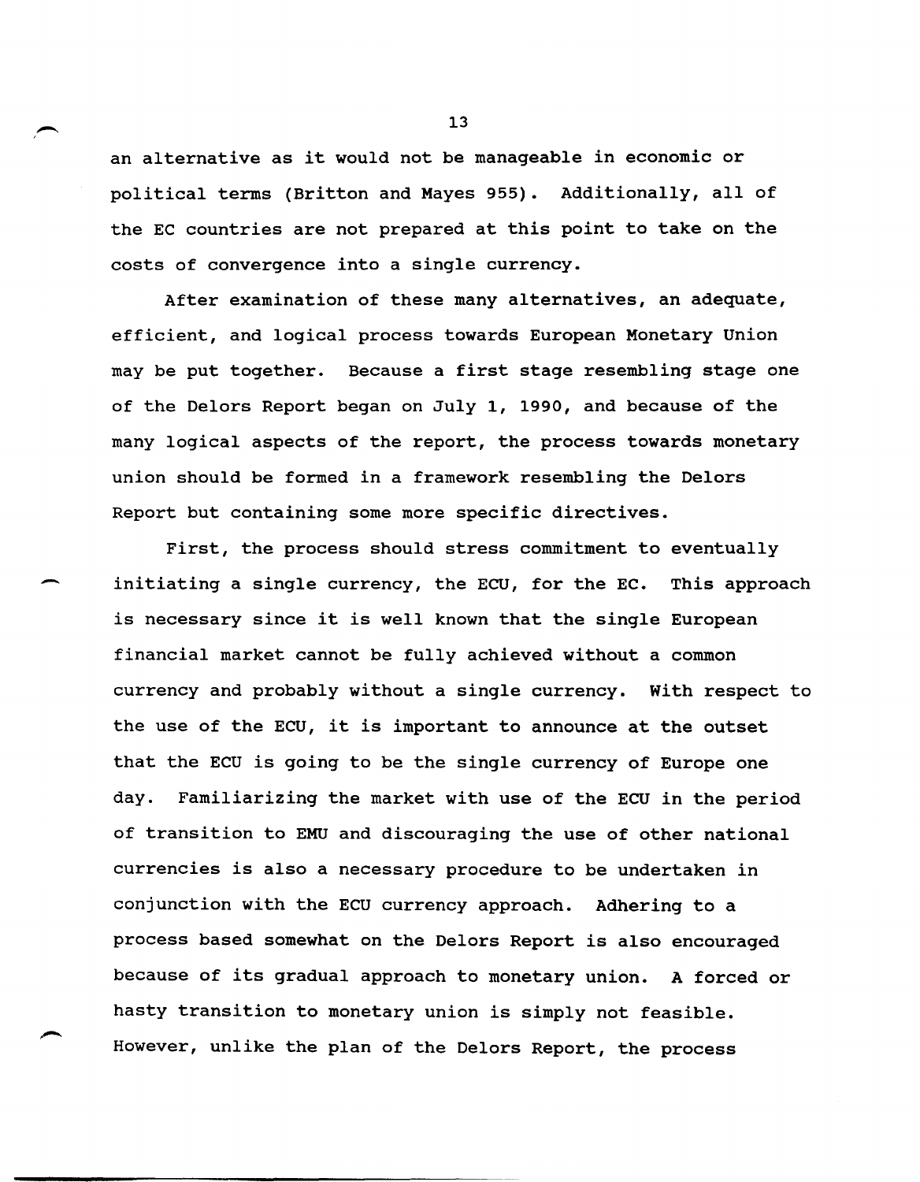an alternative as it would not be manageable in economic or political terms (Britton and Mayes 955). Additionally, all of the EC countries are not prepared at this point to take on the costs of convergence into a single currency.

After examination of these many alternatives, an adequate, efficient, and logical process towards European Monetary Union may be put together. Because a first stage resembling stage one of the Delors Report began on July 1, 1990, and because of the many logical aspects of the report, the process towards monetary union should be formed in a framework resembling the Delors Report but containing some more specific directives.

First, the process should stress commitment to eventually initiating a single currency, the ECU, for the EC. This approach is necessary since it is well known that the single European financial market cannot be fully achieved without a common currency and probably without a single currency. With respect to the use of the ECU, it is important to announce at the outset that the ECU is going to be the single currency of Europe one day. Familiarizing the market with use of the ECU in the period of transition to EMU and discouraging the use of other national currencies is also a necessary procedure to be undertaken in conjunction with the ECU currency approach. Adhering to a process based somewhat on the Delors Report is also encouraged because of its gradual approach to monetary union. A forced or hasty transition to monetary union is simply not feasible. However, unlike the plan of the Delors Report, the process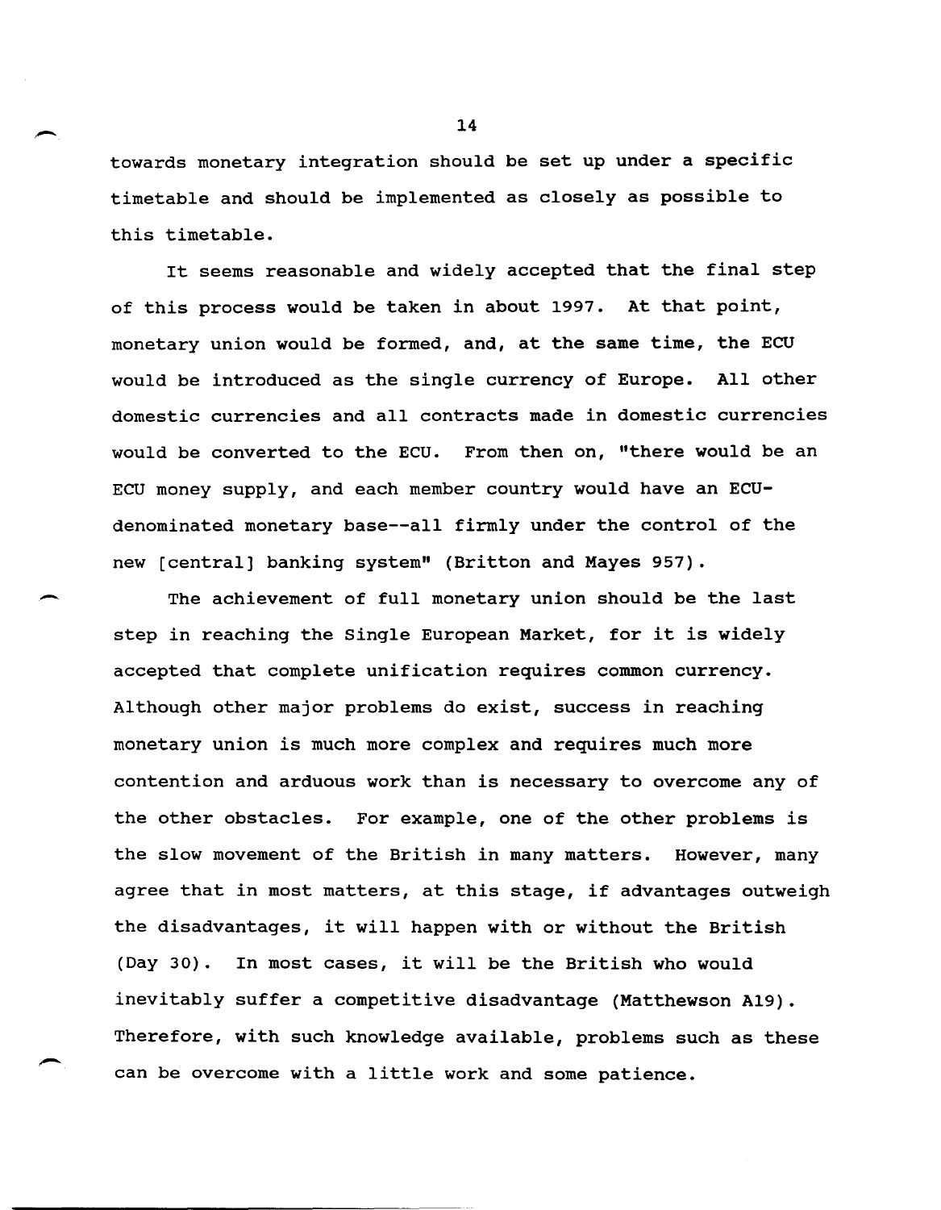towards monetary integration should be set up under a specific timetable and should be implemented as closely as possible to this timetable.

It seems reasonable and widely accepted that the final step of this process would be taken in about 1997. At that point, monetary union would be formed, and, at the same time, the ECU would be introduced as the single currency of Europe. All other domestic currencies and all contracts made in domestic currencies would be converted to the ECU. From then on, "there would be an ECU money supply, and each member country would have an ECU-denominated monetary base--all firmly under the control of the new [central] banking system" (Britton and Mayes 957).

The achievement of full monetary union should be the last step in reaching the Single European Market, for it is widely accepted that complete unification requires common currency. Although other major problems do exist, success in reaching monetary union is much more complex and requires much more contention and arduous work than is necessary to overcome any of the other obstacles. For example, one of the other problems is the slow movement of the British in many matters. However, many agree that in most matters, at this stage, if advantages outweigh the disadvantages, it will happen with or without the British (Day 30). In most cases, it will be the British who would inevitably suffer a competitive disadvantage (Matthewson A19). Therefore, with such knowledge available, problems such as these can be overcome with a little work and some patience.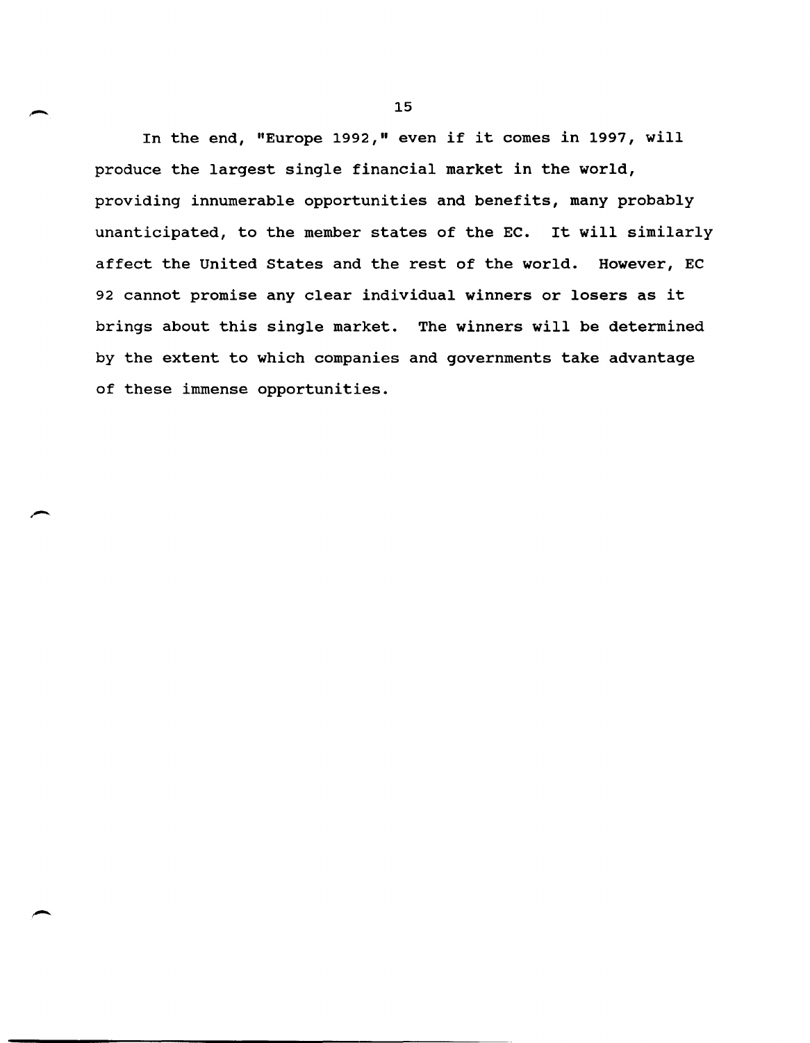In the end, "Europe 1992," even if it comes in 1997, will produce the largest single financial market in the world, providing innumerable opportunities and benefits, many probably unanticipated, to the member states of the EC. It will similarly affect the United States and the rest of the world. However, EC 92 cannot promise any clear individual winners or losers as it brings about this single market. The winners will be determined by the extent to which companies and governments take advantage of these immense opportunities.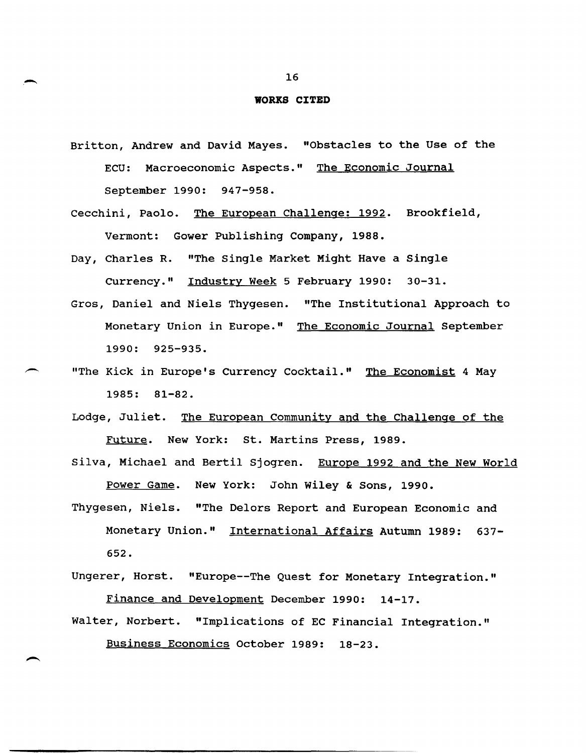## WORKS CITED

Britton, Andrew and David Mayes. "Obstacles to the Use of the ECU: Macroeconomic Aspects." The Economic Journal September 1990: 947-958.

Cecchini, Paolo. The European Challenge: 1992. Brookfield, Vermont: Gower Publishing Company, 1988.

Day, Charles R. "The Single Market Might Have a Single Currency." Industry Week 5 February 1990: 30-31.

Gros, Daniel and Niels Thygesen. "The Institutional Approach to Monetary Union in Europe." The Economic Journal September 1990: 925-935.

"The Kick in Europe's Currency Cocktail." The Economist 4 May 1985: 81-82.

Lodge, Juliet. The European Community and the Challenge of the Future. New York: St. Martins Press, 1989.

Silva, Michael and Bertil Sjogren. Europe 1992 and the New World Power Game. New York: John Wiley & Sons, 1990.

Thygesen, Niels. "The Delors Report and European Economic and Monetary Union." International Affairs Autumn 1989: 637-652.

Ungerer, Horst. "Europe--The Quest for Monetary Integration." Finance and Development December 1990: 14-17.

Walter, Norbert. "Implications of EC Financial Integration." Business Economics October 1989: 18-23.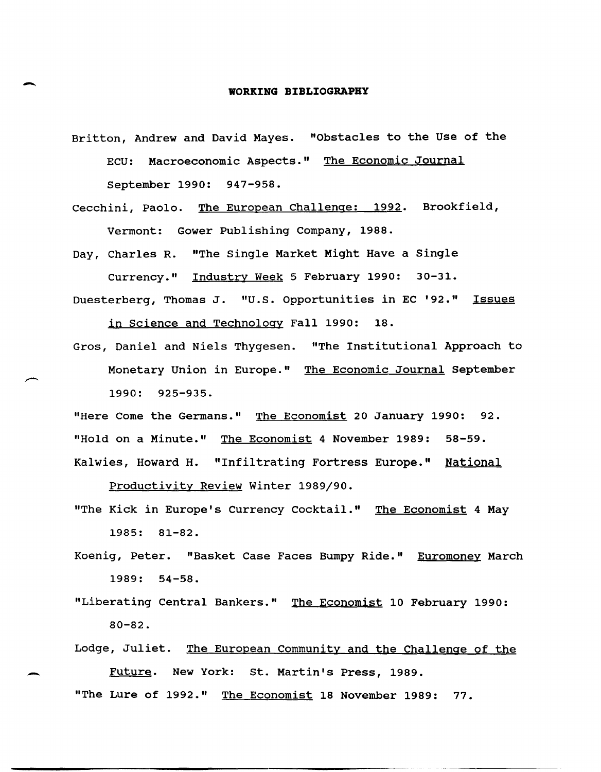## WORKING BIBLIOGRAPHY

Britton, Andrew and David Mayes. "Obstacles to the Use of the ECU: Macroeconomic Aspects." The Economic Journal September 1990: 947-958.

Cecchini, Paolo. The European Challenge: 1992. Brookfield, Vermont: Gower Publishing Company, 1988.

Day, Charles R. "The Single Market Might Have a Single Currency." Industry Week 5 February 1990: 30-31.

Duesterberg, Thomas J. "U.S. Opportunities in EC '92." Issues in Science and Technology Fall 1990: 18.

Gros, Daniel and Niels Thygesen. "The Institutional Approach to Monetary Union in Europe." The Economic Journal September 1990: 925-935.

"Here Come the Germans." The Economist 20 January 1990: 92.

"Hold on a Minute." The Economist 4 November 1989: 58-59.

Kalwies, Howard H. "Infiltrating Fortress Europe." National Productivity Review Winter 1989/90.

"The Kick in Europe's Currency Cocktail." The Economist 4 May 1985: 81-82.

Koenig, Peter. "Basket Case Faces Bumpy Ride." Euromoney March 1989: 54-58.

"Liberating Central Bankers." The Economist 10 February 1990: 80-82.

Lodge, Juliet. The European Community and the Challenge of the Future. New York: St. Martin's Press, 1989.

"The Lure of 1992." The Economist 18 November 1989: 77.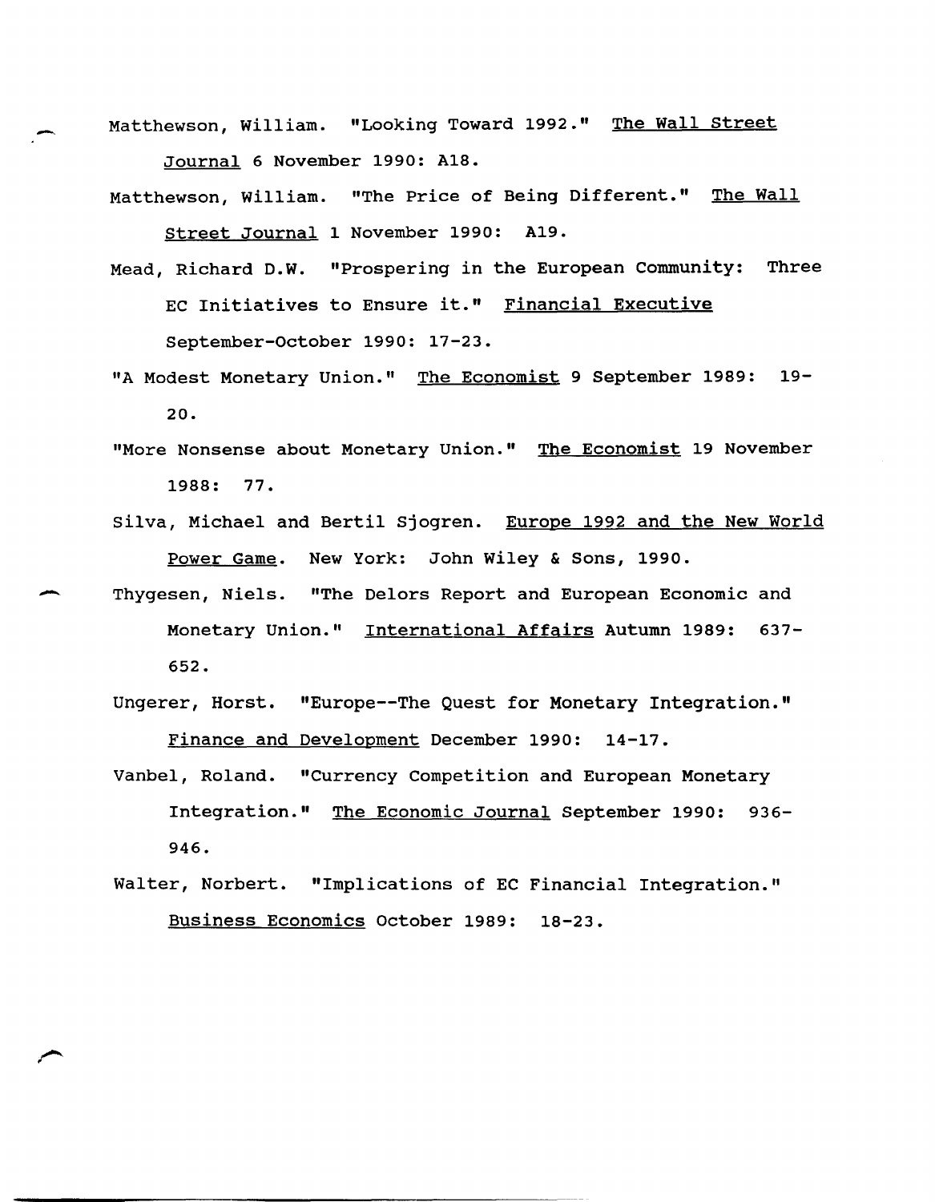Matthewson, William. "Looking Toward 1992." The Wall Street Journal 6 November 1990: A18.

Matthewson, William. "The Price of Being Different." The Wall Street Journal 1 November 1990: A19.

Mead, Richard D.W. "Prospering in the European Community: Three EC Initiatives to Ensure it." Financial Executive September-October 1990: 17-23.

"A Modest Monetary Union." The Economist 9 September 1989: 19-20.

"More Nonsense about Monetary Union." The Economist 19 November 1988: 77.

Silva, Michael and Bertil Sjogren. Europe 1992 and the New World Power Game. New York: John Wiley & Sons, 1990.

Thygesen, Niels. "The Delors Report and European Economic and Monetary Union." International Affairs Autumn 1989: 637-652.

Ungerer, Horst. "Europe--The Quest for Monetary Integration." Finance and Development December 1990: 14-17.

Vanbel, Roland. "Currency Competition and European Monetary Integration." The Economic Journal September 1990: 936-946.

Walter, Norbert. "Implications of EC Financial Integration." Business Economics October 1989: 18-23.